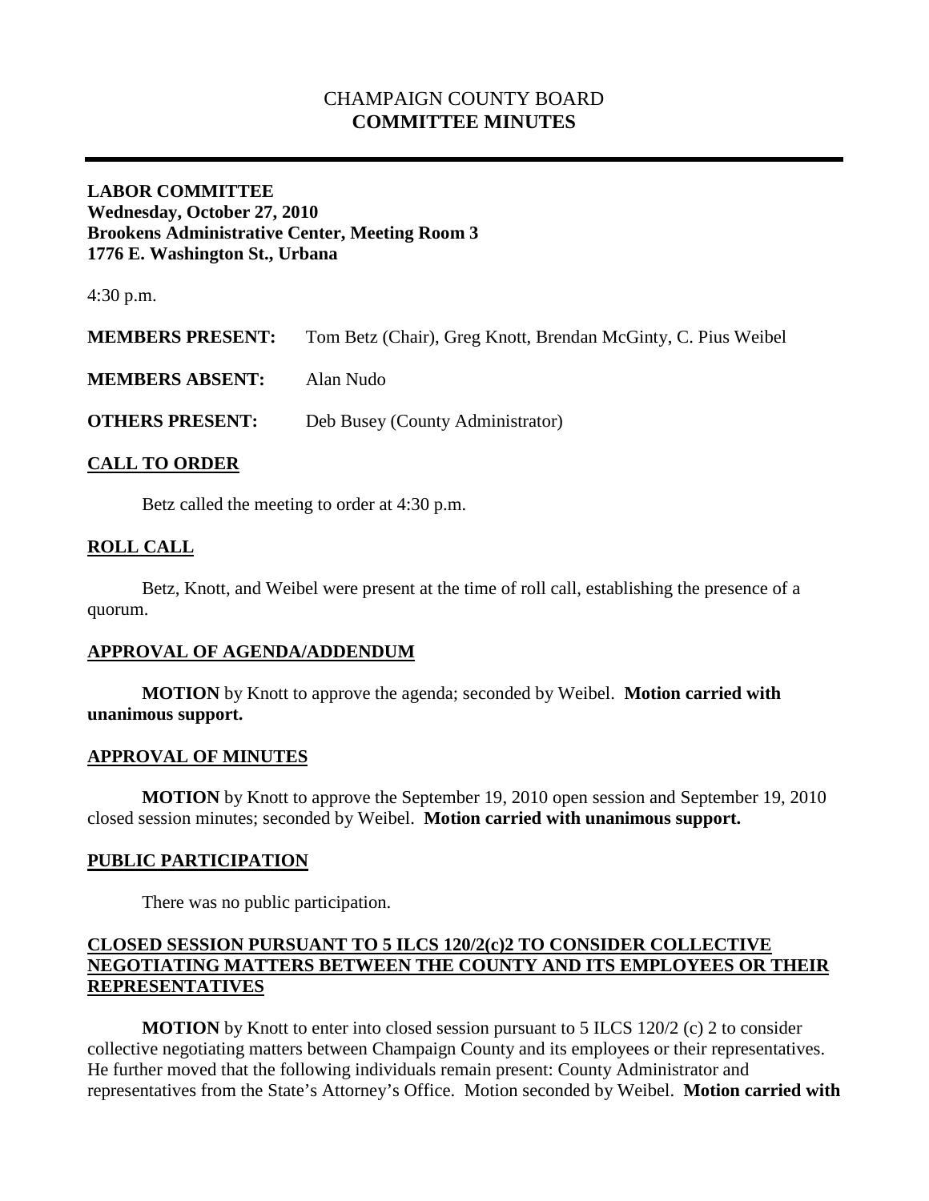# CHAMPAIGN COUNTY BOARD
# COMMITTEE MINUTES

**LABOR COMMITTEE**
**Wednesday, October 27, 2010**
**Brookens Administrative Center, Meeting Room 3**
**1776 E. Washington St., Urbana**

4:30 p.m.

**MEMBERS PRESENT:** Tom Betz (Chair), Greg Knott, Brendan McGinty, C. Pius Weibel

**MEMBERS ABSENT:** Alan Nudo

**OTHERS PRESENT:** Deb Busey (County Administrator)

## CALL TO ORDER

Betz called the meeting to order at 4:30 p.m.

## ROLL CALL

Betz, Knott, and Weibel were present at the time of roll call, establishing the presence of a quorum.

## APPROVAL OF AGENDA/ADDENDUM

**MOTION** by Knott to approve the agenda; seconded by Weibel. **Motion carried with unanimous support.**

## APPROVAL OF MINUTES

**MOTION** by Knott to approve the September 19, 2010 open session and September 19, 2010 closed session minutes; seconded by Weibel. **Motion carried with unanimous support.**

## PUBLIC PARTICIPATION

There was no public participation.

## CLOSED SESSION PURSUANT TO 5 ILCS 120/2(c)2 TO CONSIDER COLLECTIVE NEGOTIATING MATTERS BETWEEN THE COUNTY AND ITS EMPLOYEES OR THEIR REPRESENTATIVES

**MOTION** by Knott to enter into closed session pursuant to 5 ILCS 120/2 (c) 2 to consider collective negotiating matters between Champaign County and its employees or their representatives. He further moved that the following individuals remain present: County Administrator and representatives from the State's Attorney's Office. Motion seconded by Weibel. **Motion carried with**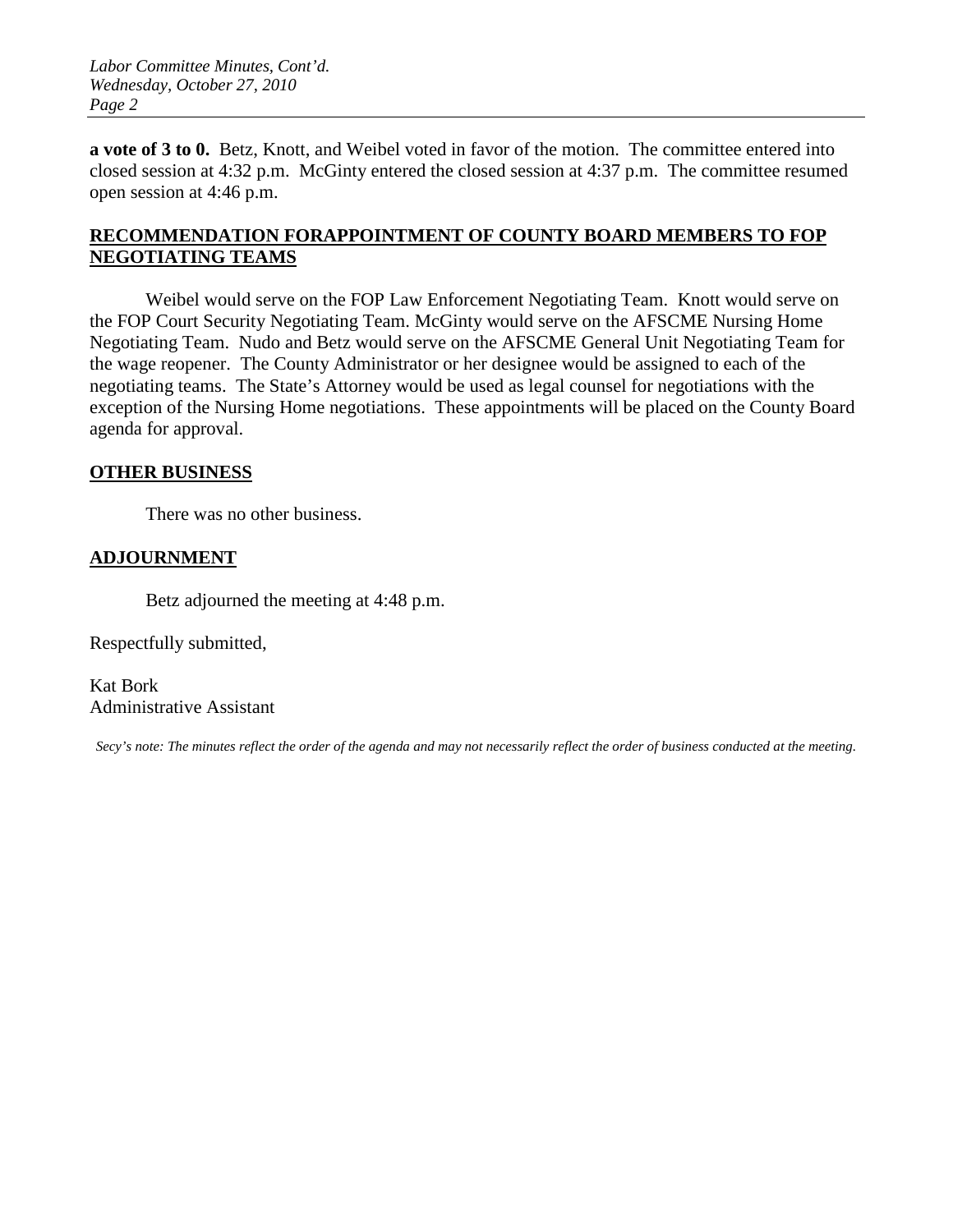**a vote of 3 to 0.** Betz, Knott, and Weibel voted in favor of the motion. The committee entered into closed session at 4:32 p.m. McGinty entered the closed session at 4:37 p.m. The committee resumed open session at 4:46 p.m.

## RECOMMENDATION FORAPPOINTMENT OF COUNTY BOARD MEMBERS TO FOP NEGOTIATING TEAMS

Weibel would serve on the FOP Law Enforcement Negotiating Team. Knott would serve on the FOP Court Security Negotiating Team. McGinty would serve on the AFSCME Nursing Home Negotiating Team. Nudo and Betz would serve on the AFSCME General Unit Negotiating Team for the wage reopener. The County Administrator or her designee would be assigned to each of the negotiating teams. The State's Attorney would be used as legal counsel for negotiations with the exception of the Nursing Home negotiations. These appointments will be placed on the County Board agenda for approval.

## OTHER BUSINESS

There was no other business.

## ADJOURNMENT

Betz adjourned the meeting at 4:48 p.m.

Respectfully submitted,

Kat Bork
Administrative Assistant

*Secy's note: The minutes reflect the order of the agenda and may not necessarily reflect the order of business conducted at the meeting.*